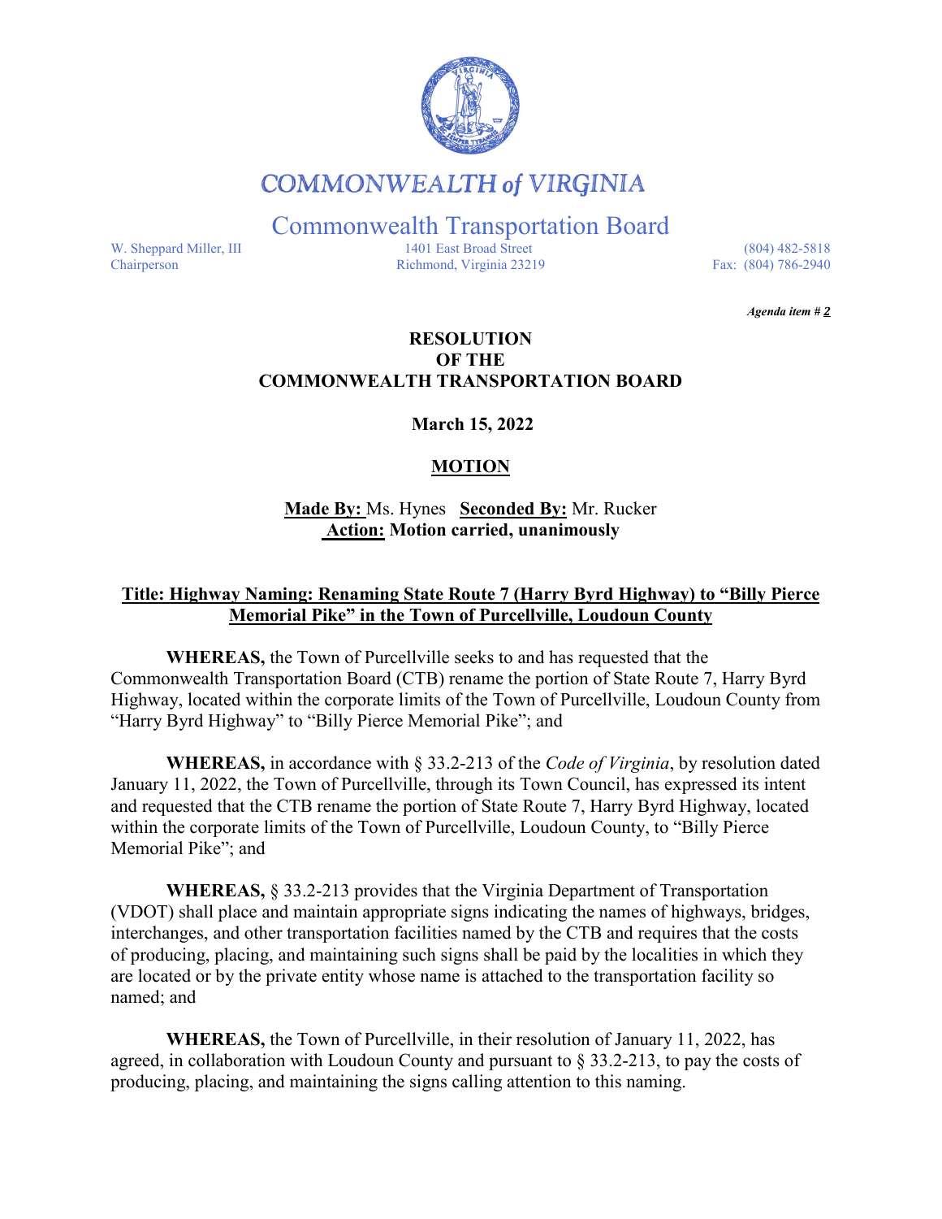# COMMONWEALTH of VIRGINIA

## Commonwealth Transportation Board

W. Sheppard Miller, III
Chairperson

1401 East Broad Street
Richmond, Virginia 23219

(804) 482-5818
Fax: (804) 786-2940

*Agenda item # 2*

**RESOLUTION**
**OF THE**
**COMMONWEALTH TRANSPORTATION BOARD**

**March 15, 2022**

**MOTION**

**Made By:** Ms. Hynes **Seconded By:** Mr. Rucker
**Action: Motion carried, unanimously**

**Title: Highway Naming: Renaming State Route 7 (Harry Byrd Highway) to "Billy Pierce Memorial Pike" in the Town of Purcellville, Loudoun County**

**WHEREAS,** the Town of Purcellville seeks to and has requested that the Commonwealth Transportation Board (CTB) rename the portion of State Route 7, Harry Byrd Highway, located within the corporate limits of the Town of Purcellville, Loudoun County from "Harry Byrd Highway" to "Billy Pierce Memorial Pike"; and

**WHEREAS,** in accordance with § 33.2-213 of the *Code of Virginia*, by resolution dated January 11, 2022, the Town of Purcellville, through its Town Council, has expressed its intent and requested that the CTB rename the portion of State Route 7, Harry Byrd Highway, located within the corporate limits of the Town of Purcellville, Loudoun County, to "Billy Pierce Memorial Pike"; and

**WHEREAS,** § 33.2-213 provides that the Virginia Department of Transportation (VDOT) shall place and maintain appropriate signs indicating the names of highways, bridges, interchanges, and other transportation facilities named by the CTB and requires that the costs of producing, placing, and maintaining such signs shall be paid by the localities in which they are located or by the private entity whose name is attached to the transportation facility so named; and

**WHEREAS,** the Town of Purcellville, in their resolution of January 11, 2022, has agreed, in collaboration with Loudoun County and pursuant to § 33.2-213, to pay the costs of producing, placing, and maintaining the signs calling attention to this naming.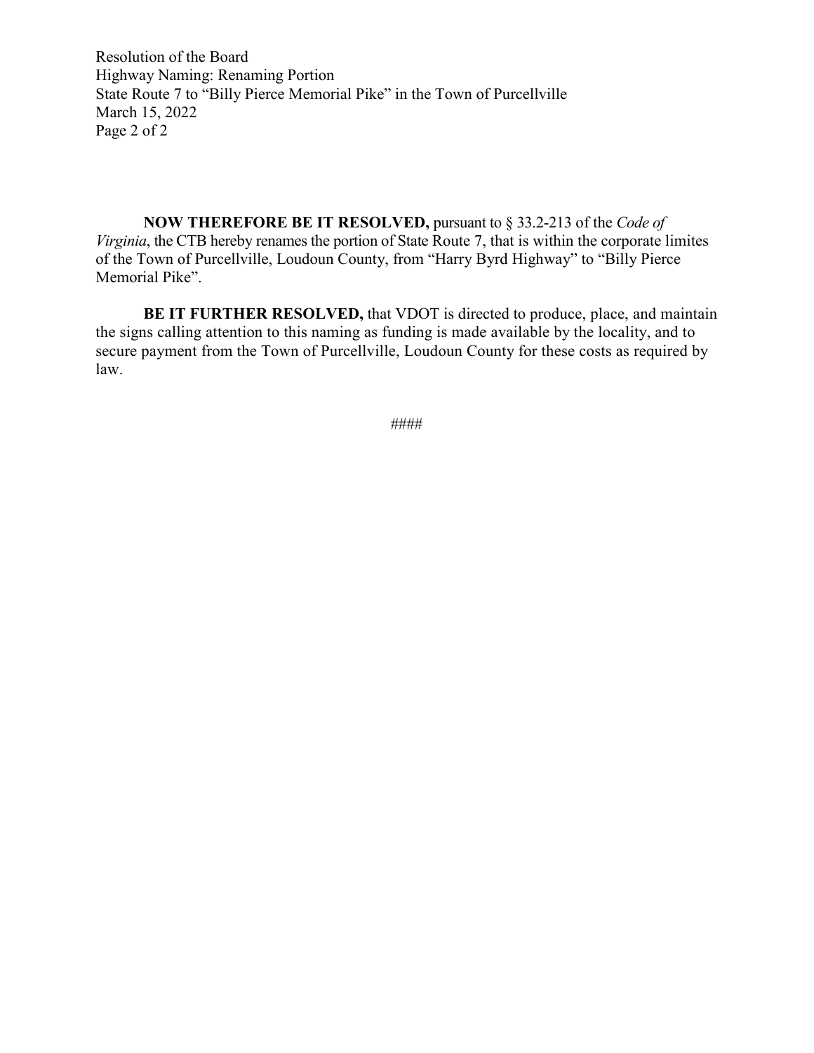**NOW THEREFORE BE IT RESOLVED,** pursuant to § 33.2-213 of the *Code of Virginia*, the CTB hereby renames the portion of State Route 7, that is within the corporate limites of the Town of Purcellville, Loudoun County, from “Harry Byrd Highway” to “Billy Pierce Memorial Pike”.

**BE IT FURTHER RESOLVED,** that VDOT is directed to produce, place, and maintain the signs calling attention to this naming as funding is made available by the locality, and to secure payment from the Town of Purcellville, Loudoun County for these costs as required by law.

####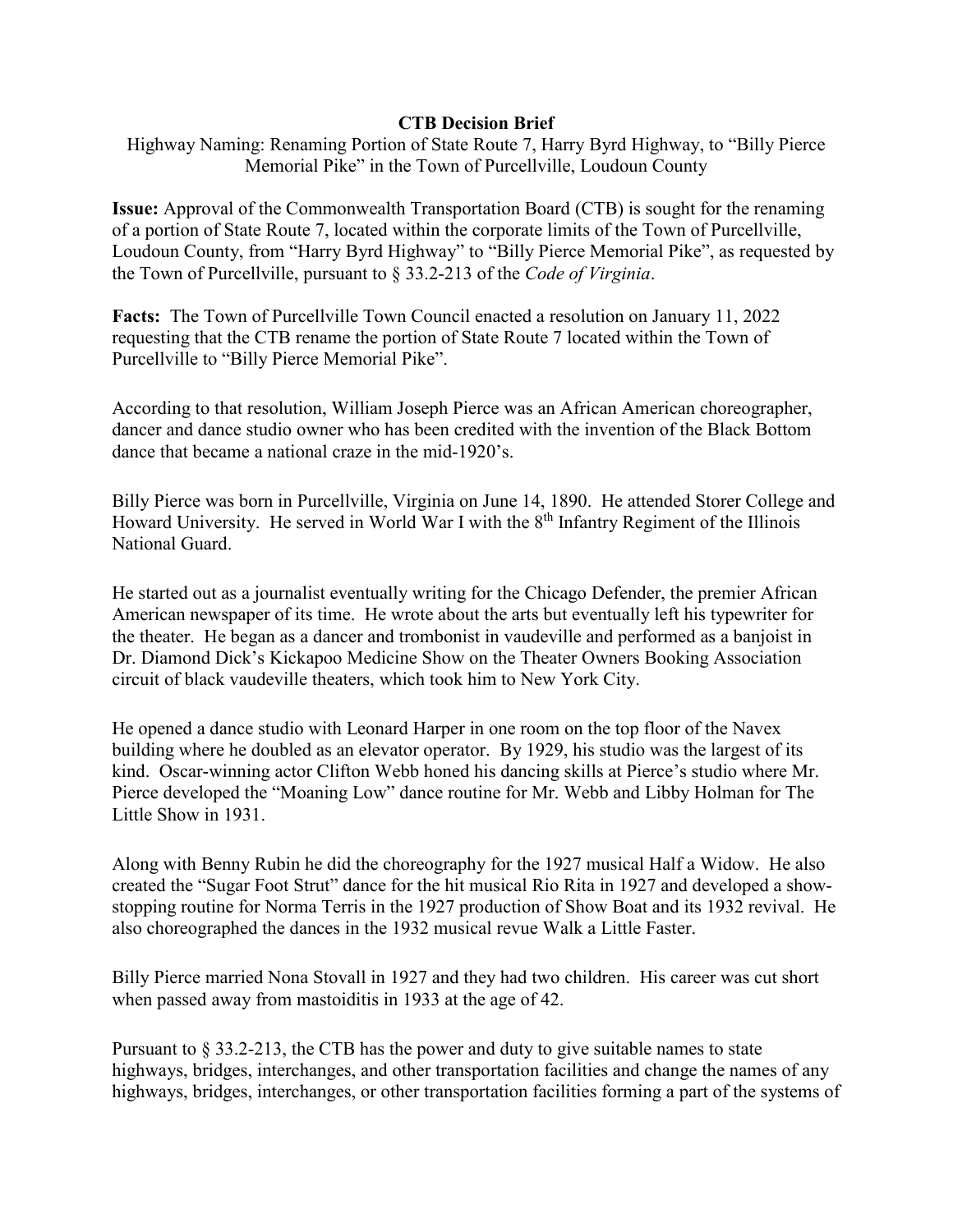**CTB Decision Brief**

Highway Naming: Renaming Portion of State Route 7, Harry Byrd Highway, to "Billy Pierce Memorial Pike" in the Town of Purcellville, Loudoun County

**Issue:** Approval of the Commonwealth Transportation Board (CTB) is sought for the renaming of a portion of State Route 7, located within the corporate limits of the Town of Purcellville, Loudoun County, from "Harry Byrd Highway" to "Billy Pierce Memorial Pike", as requested by the Town of Purcellville, pursuant to § 33.2-213 of the *Code of Virginia*.

**Facts:** The Town of Purcellville Town Council enacted a resolution on January 11, 2022 requesting that the CTB rename the portion of State Route 7 located within the Town of Purcellville to "Billy Pierce Memorial Pike".

According to that resolution, William Joseph Pierce was an African American choreographer, dancer and dance studio owner who has been credited with the invention of the Black Bottom dance that became a national craze in the mid-1920's.

Billy Pierce was born in Purcellville, Virginia on June 14, 1890. He attended Storer College and Howard University. He served in World War I with the 8th Infantry Regiment of the Illinois National Guard.

He started out as a journalist eventually writing for the Chicago Defender, the premier African American newspaper of its time. He wrote about the arts but eventually left his typewriter for the theater. He began as a dancer and trombonist in vaudeville and performed as a banjoist in Dr. Diamond Dick's Kickapoo Medicine Show on the Theater Owners Booking Association circuit of black vaudeville theaters, which took him to New York City.

He opened a dance studio with Leonard Harper in one room on the top floor of the Navex building where he doubled as an elevator operator. By 1929, his studio was the largest of its kind. Oscar-winning actor Clifton Webb honed his dancing skills at Pierce's studio where Mr. Pierce developed the "Moaning Low" dance routine for Mr. Webb and Libby Holman for The Little Show in 1931.

Along with Benny Rubin he did the choreography for the 1927 musical Half a Widow. He also created the "Sugar Foot Strut" dance for the hit musical Rio Rita in 1927 and developed a show-stopping routine for Norma Terris in the 1927 production of Show Boat and its 1932 revival. He also choreographed the dances in the 1932 musical revue Walk a Little Faster.

Billy Pierce married Nona Stovall in 1927 and they had two children. His career was cut short when passed away from mastoiditis in 1933 at the age of 42.

Pursuant to § 33.2-213, the CTB has the power and duty to give suitable names to state highways, bridges, interchanges, and other transportation facilities and change the names of any highways, bridges, interchanges, or other transportation facilities forming a part of the systems of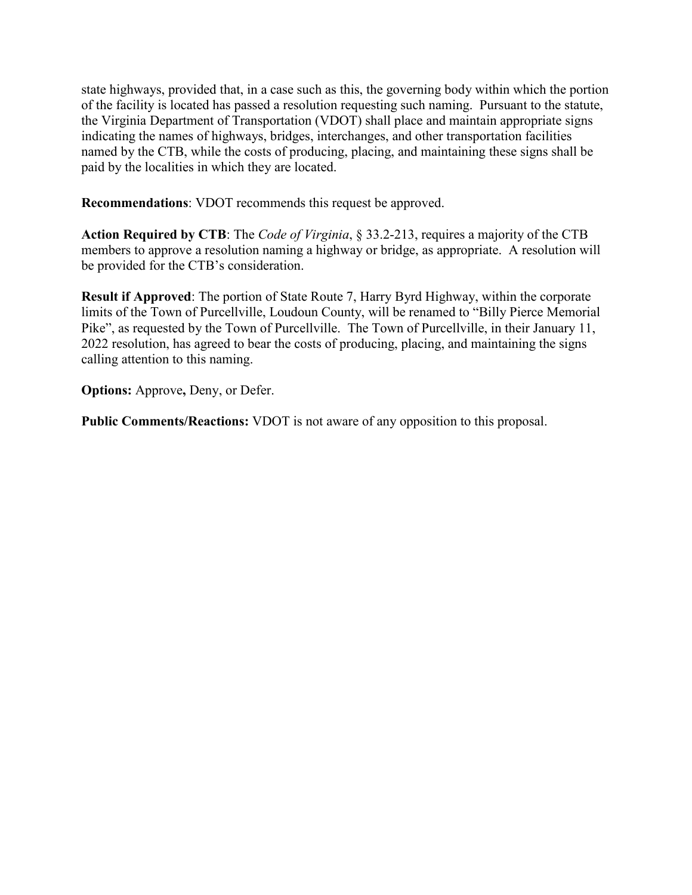state highways, provided that, in a case such as this, the governing body within which the portion of the facility is located has passed a resolution requesting such naming. Pursuant to the statute, the Virginia Department of Transportation (VDOT) shall place and maintain appropriate signs indicating the names of highways, bridges, interchanges, and other transportation facilities named by the CTB, while the costs of producing, placing, and maintaining these signs shall be paid by the localities in which they are located.

**Recommendations**: VDOT recommends this request be approved.

**Action Required by CTB**: The *Code of Virginia*, § 33.2-213, requires a majority of the CTB members to approve a resolution naming a highway or bridge, as appropriate. A resolution will be provided for the CTB's consideration.

**Result if Approved**: The portion of State Route 7, Harry Byrd Highway, within the corporate limits of the Town of Purcellville, Loudoun County, will be renamed to "Billy Pierce Memorial Pike", as requested by the Town of Purcellville. The Town of Purcellville, in their January 11, 2022 resolution, has agreed to bear the costs of producing, placing, and maintaining the signs calling attention to this naming.

**Options:** Approve**,** Deny, or Defer.

**Public Comments/Reactions:** VDOT is not aware of any opposition to this proposal.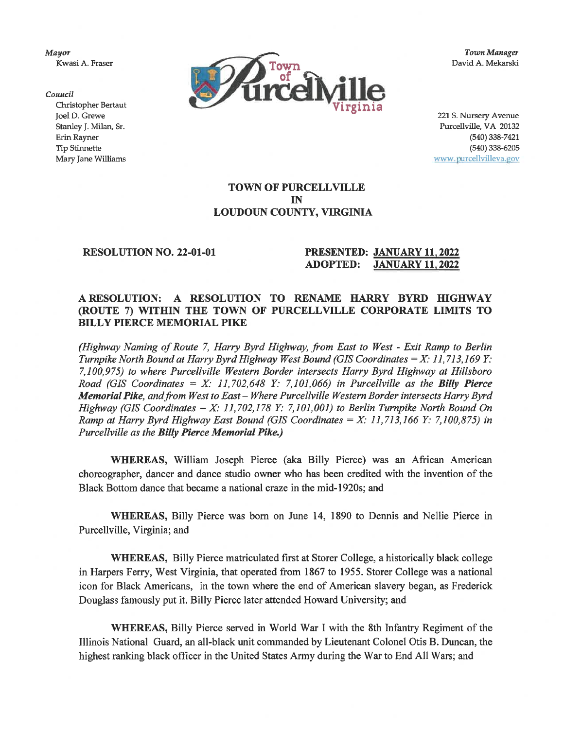*Mayor*
Kwasi A. Fraser

*Council*
Christopher Bertaut
Joel D. Grewe
Stanley J. Milan, Sr.
Erin Rayner
Tip Stinnette
Mary Jane Williams

*Town Manager*
David A. Mekarski

221 S. Nursery Avenue
Purcellville, VA 20132
(540) 338-7421
(540) 338-6205
www.purcellvilleva.gov

**TOWN OF PURCELLVILLE**
**IN**
**LOUDOUN COUNTY, VIRGINIA**

**RESOLUTION NO. 22-01-01**

**PRESENTED: JANUARY 11, 2022**
**ADOPTED: JANUARY 11, 2022**

**A RESOLUTION: A RESOLUTION TO RENAME HARRY BYRD HIGHWAY (ROUTE 7) WITHIN THE TOWN OF PURCELLVILLE CORPORATE LIMITS TO BILLY PIERCE MEMORIAL PIKE**

*(Highway Naming of Route 7, Harry Byrd Highway, from East to West - Exit Ramp to Berlin Turnpike North Bound at Harry Byrd Highway West Bound (GIS Coordinates = X: 11,713,169 Y: 7,100,975) to where Purcellville Western Border intersects Harry Byrd Highway at Hillsboro Road (GIS Coordinates = X: 11,702,648 Y: 7,101,066) in Purcellville as the* ***Billy Pierce Memorial Pike****, and from West to East – Where Purcellville Western Border intersects Harry Byrd Highway (GIS Coordinates = X: 11,702,178 Y: 7,101,001) to Berlin Turnpike North Bound On Ramp at Harry Byrd Highway East Bound (GIS Coordinates = X: 11,713,166 Y: 7,100,875) in Purcellville as the* ***Billy Pierce Memorial Pike.)***

**WHEREAS,** William Joseph Pierce (aka Billy Pierce) was an African American choreographer, dancer and dance studio owner who has been credited with the invention of the Black Bottom dance that became a national craze in the mid-1920s; and

**WHEREAS,** Billy Pierce was born on June 14, 1890 to Dennis and Nellie Pierce in Purcellville, Virginia; and

**WHEREAS,** Billy Pierce matriculated first at Storer College, a historically black college in Harpers Ferry, West Virginia, that operated from 1867 to 1955. Storer College was a national icon for Black Americans, in the town where the end of American slavery began, as Frederick Douglass famously put it. Billy Pierce later attended Howard University; and

**WHEREAS,** Billy Pierce served in World War I with the 8th Infantry Regiment of the Illinois National Guard, an all-black unit commanded by Lieutenant Colonel Otis B. Duncan, the highest ranking black officer in the United States Army during the War to End All Wars; and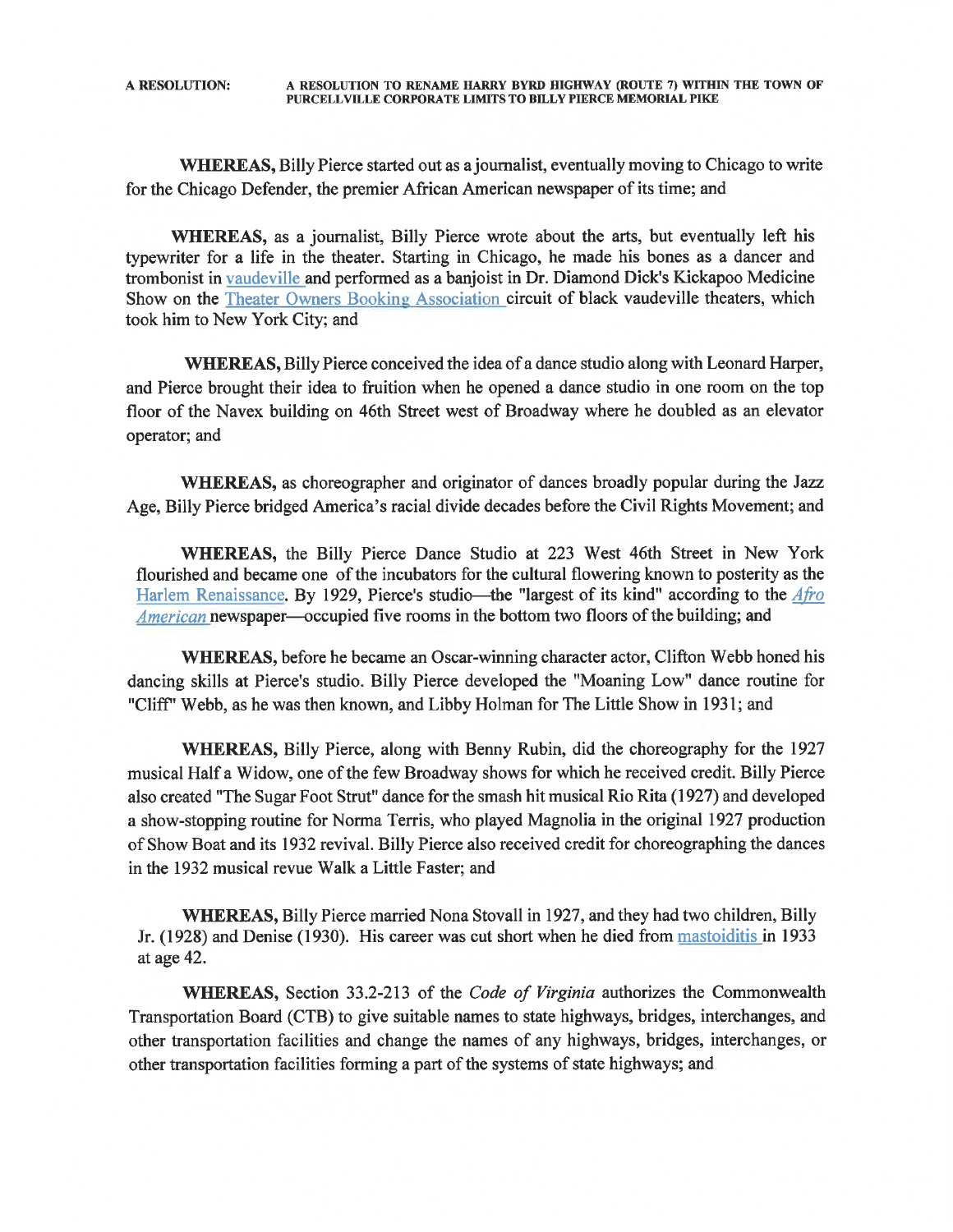**A RESOLUTION:** **A RESOLUTION TO RENAME HARRY BYRD HIGHWAY (ROUTE 7) WITHIN THE TOWN OF PURCELLVILLE CORPORATE LIMITS TO BILLY PIERCE MEMORIAL PIKE**

**WHEREAS,** Billy Pierce started out as a journalist, eventually moving to Chicago to write for the Chicago Defender, the premier African American newspaper of its time; and

**WHEREAS,** as a journalist, Billy Pierce wrote about the arts, but eventually left his typewriter for a life in the theater. Starting in Chicago, he made his bones as a dancer and trombonist in vaudeville and performed as a banjoist in Dr. Diamond Dick's Kickapoo Medicine Show on the Theater Owners Booking Association circuit of black vaudeville theaters, which took him to New York City; and

**WHEREAS,** Billy Pierce conceived the idea of a dance studio along with Leonard Harper, and Pierce brought their idea to fruition when he opened a dance studio in one room on the top floor of the Navex building on 46th Street west of Broadway where he doubled as an elevator operator; and

**WHEREAS,** as choreographer and originator of dances broadly popular during the Jazz Age, Billy Pierce bridged America's racial divide decades before the Civil Rights Movement; and

**WHEREAS,** the Billy Pierce Dance Studio at 223 West 46th Street in New York flourished and became one of the incubators for the cultural flowering known to posterity as the Harlem Renaissance. By 1929, Pierce's studio—the "largest of its kind" according to the *Afro American* newspaper—occupied five rooms in the bottom two floors of the building; and

**WHEREAS,** before he became an Oscar-winning character actor, Clifton Webb honed his dancing skills at Pierce's studio. Billy Pierce developed the "Moaning Low" dance routine for "Cliff" Webb, as he was then known, and Libby Holman for The Little Show in 1931; and

**WHEREAS,** Billy Pierce, along with Benny Rubin, did the choreography for the 1927 musical Half a Widow, one of the few Broadway shows for which he received credit. Billy Pierce also created "The Sugar Foot Strut" dance for the smash hit musical Rio Rita (1927) and developed a show-stopping routine for Norma Terris, who played Magnolia in the original 1927 production of Show Boat and its 1932 revival. Billy Pierce also received credit for choreographing the dances in the 1932 musical revue Walk a Little Faster; and

**WHEREAS,** Billy Pierce married Nona Stovall in 1927, and they had two children, Billy Jr. (1928) and Denise (1930). His career was cut short when he died from mastoiditis in 1933 at age 42.

**WHEREAS,** Section 33.2-213 of the *Code of Virginia* authorizes the Commonwealth Transportation Board (CTB) to give suitable names to state highways, bridges, interchanges, and other transportation facilities and change the names of any highways, bridges, interchanges, or other transportation facilities forming a part of the systems of state highways; and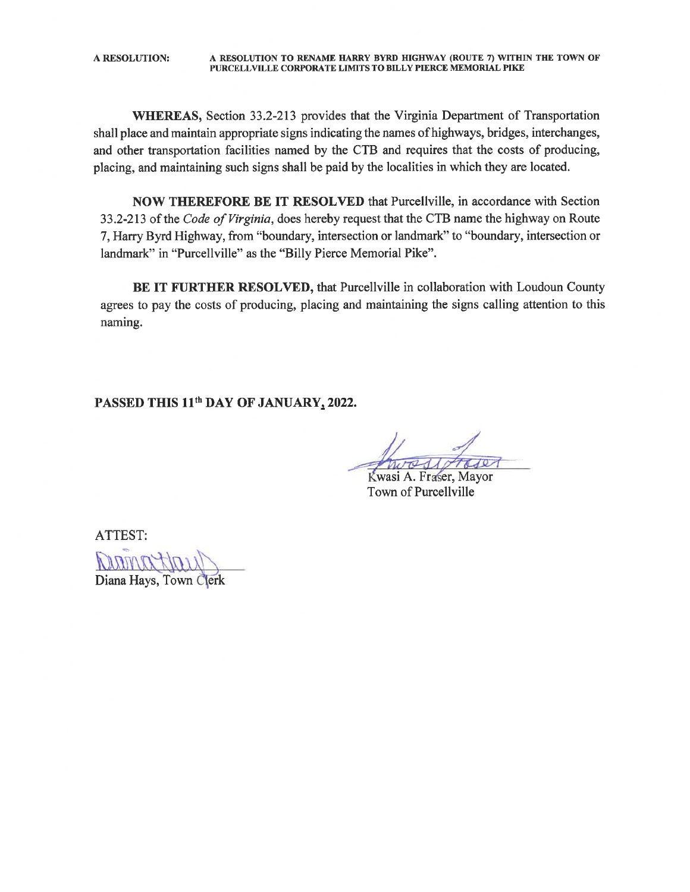**A RESOLUTION:** **A RESOLUTION TO RENAME HARRY BYRD HIGHWAY (ROUTE 7) WITHIN THE TOWN OF PURCELLVILLE CORPORATE LIMITS TO BILLY PIERCE MEMORIAL PIKE**

**WHEREAS,** Section 33.2-213 provides that the Virginia Department of Transportation shall place and maintain appropriate signs indicating the names of highways, bridges, interchanges, and other transportation facilities named by the CTB and requires that the costs of producing, placing, and maintaining such signs shall be paid by the localities in which they are located.

**NOW THEREFORE BE IT RESOLVED** that Purcellville, in accordance with Section 33.2-213 of the *Code of Virginia*, does hereby request that the CTB name the highway on Route 7, Harry Byrd Highway, from "boundary, intersection or landmark" to "boundary, intersection or landmark" in "Purcellville" as the "Billy Pierce Memorial Pike".

**BE IT FURTHER RESOLVED,** that Purcellville in collaboration with Loudoun County agrees to pay the costs of producing, placing and maintaining the signs calling attention to this naming.

**PASSED THIS 11th DAY OF JANUARY, 2022.**

Kwasi A. Fraser, Mayor
Town of Purcellville

ATTEST:

Diana Hays, Town Clerk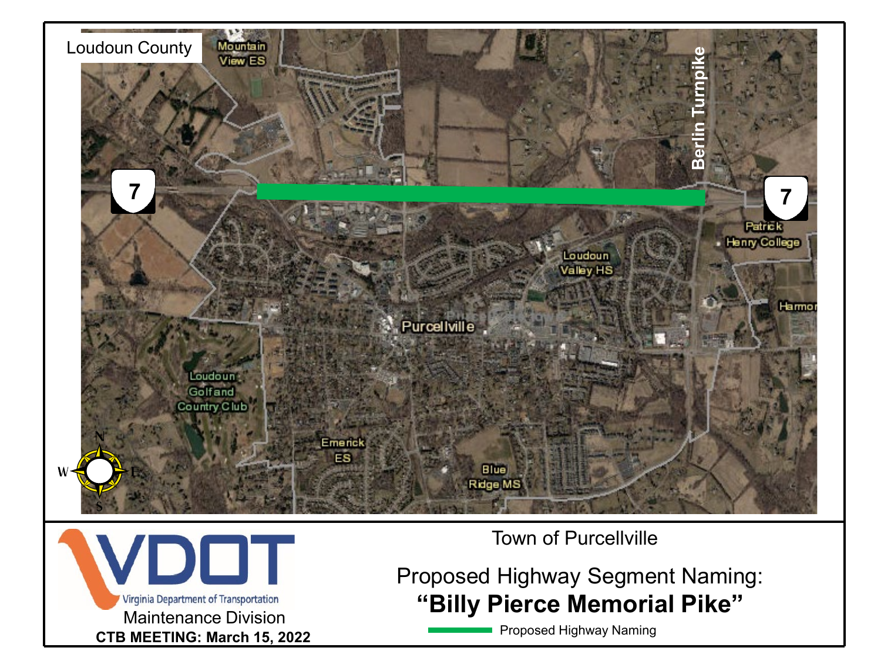Loudoun County

7

7

Berlin Turnpike

Mountain View ES

Patrick Henry College

Loudoun Valley HS

Harmon

Purcellville

Loudoun Golf and Country Club

Emerick ES

Blue Ridge MS

N

W

E

S

VDOT

Virginia Department of Transportation

Maintenance Division

**CTB MEETING: March 15, 2022**

Town of Purcellville

Proposed Highway Segment Naming:

**“Billy Pierce Memorial Pike”**

Proposed Highway Naming